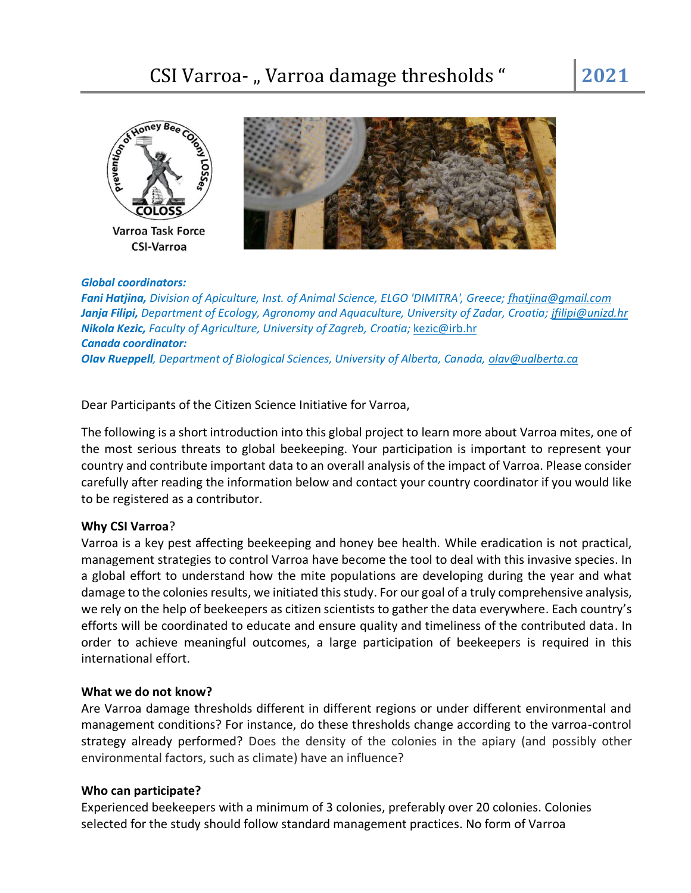# CSI Varroa- „ Varroa damage thresholds “ 2021

Varroa Task Force
CSI-Varroa

***Global coordinators:***
***Fani Hatjina,*** *Division of Apiculture, Inst. of Animal Science, ELGO 'DIMITRA', Greece; fhatjina@gmail.com*
***Janja Filipi,*** *Department of Ecology, Agronomy and Aquaculture, University of Zadar, Croatia; jfilipi@unizd.hr*
***Nikola Kezic,*** *Faculty of Agriculture, University of Zagreb, Croatia;* kezic@irb.hr
***Canada coordinator:***
***Olav Rueppell****, Department of Biological Sciences, University of Alberta, Canada, olav@ualberta.ca*

Dear Participants of the Citizen Science Initiative for Varroa,

The following is a short introduction into this global project to learn more about Varroa mites, one of the most serious threats to global beekeeping. Your participation is important to represent your country and contribute important data to an overall analysis of the impact of Varroa. Please consider carefully after reading the information below and contact your country coordinator if you would like to be registered as a contributor.

**Why CSI Varroa**?

Varroa is a key pest affecting beekeeping and honey bee health. While eradication is not practical, management strategies to control Varroa have become the tool to deal with this invasive species. In a global effort to understand how the mite populations are developing during the year and what damage to the colonies results, we initiated this study. For our goal of a truly comprehensive analysis, we rely on the help of beekeepers as citizen scientists to gather the data everywhere. Each country's efforts will be coordinated to educate and ensure quality and timeliness of the contributed data. In order to achieve meaningful outcomes, a large participation of beekeepers is required in this international effort.

**What we do not know?**

Are Varroa damage thresholds different in different regions or under different environmental and management conditions? For instance, do these thresholds change according to the varroa-control strategy already performed? Does the density of the colonies in the apiary (and possibly other environmental factors, such as climate) have an influence?

**Who can participate?**

Experienced beekeepers with a minimum of 3 colonies, preferably over 20 colonies. Colonies selected for the study should follow standard management practices. No form of Varroa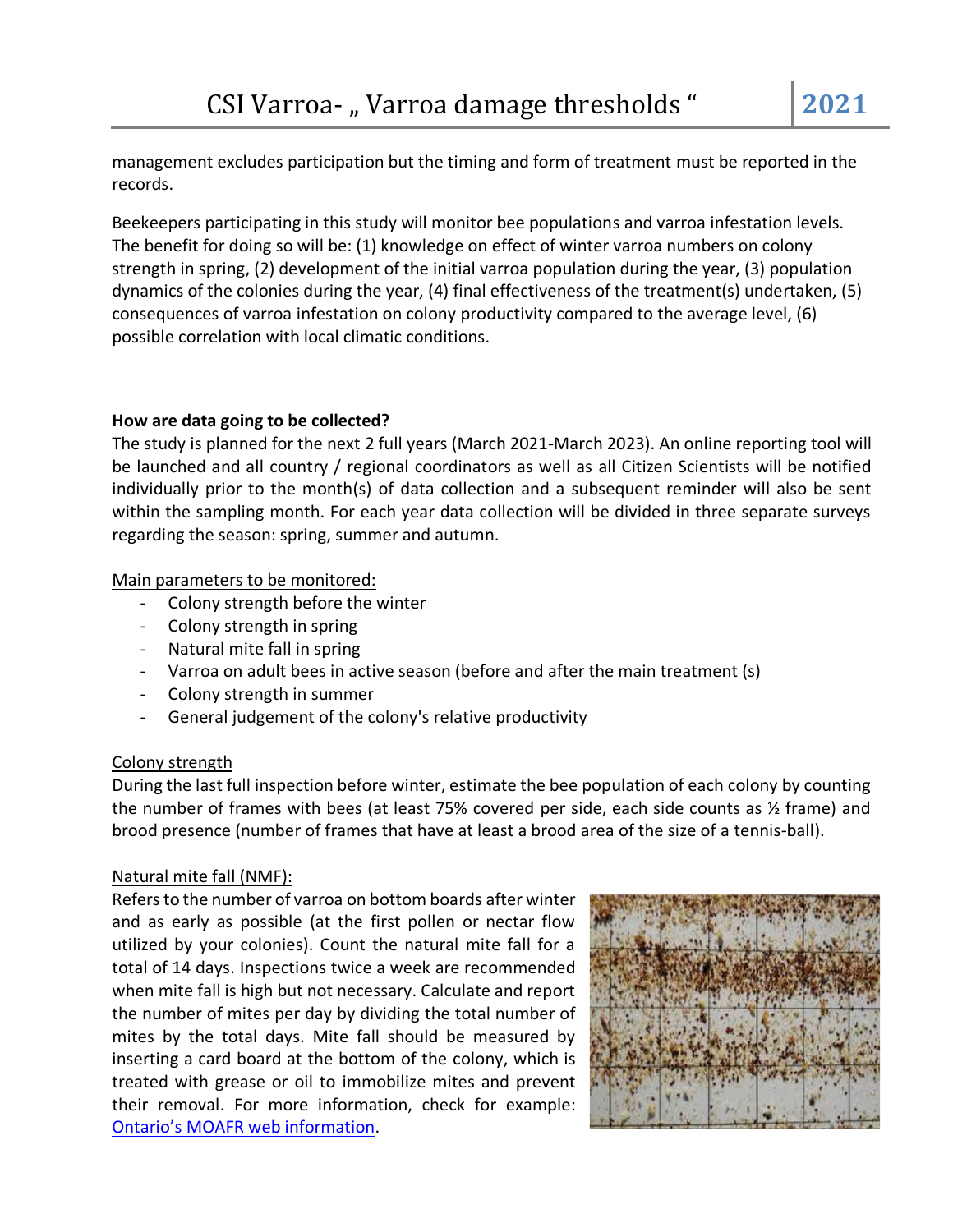management excludes participation but the timing and form of treatment must be reported in the records.

Beekeepers participating in this study will monitor bee populations and varroa infestation levels. The benefit for doing so will be: (1) knowledge on effect of winter varroa numbers on colony strength in spring, (2) development of the initial varroa population during the year, (3) population dynamics of the colonies during the year, (4) final effectiveness of the treatment(s) undertaken, (5) consequences of varroa infestation on colony productivity compared to the average level, (6) possible correlation with local climatic conditions.

**How are data going to be collected?**

The study is planned for the next 2 full years (March 2021-March 2023). An online reporting tool will be launched and all country / regional coordinators as well as all Citizen Scientists will be notified individually prior to the month(s) of data collection and a subsequent reminder will also be sent within the sampling month. For each year data collection will be divided in three separate surveys regarding the season: spring, summer and autumn.

Main parameters to be monitored:

- Colony strength before the winter
- Colony strength in spring
- Natural mite fall in spring
- Varroa on adult bees in active season (before and after the main treatment (s)
- Colony strength in summer
- General judgement of the colony's relative productivity

Colony strength

During the last full inspection before winter, estimate the bee population of each colony by counting the number of frames with bees (at least 75% covered per side, each side counts as ½ frame) and brood presence (number of frames that have at least a brood area of the size of a tennis-ball).

Natural mite fall (NMF):

Refers to the number of varroa on bottom boards after winter and as early as possible (at the first pollen or nectar flow utilized by your colonies). Count the natural mite fall for a total of 14 days. Inspections twice a week are recommended when mite fall is high but not necessary. Calculate and report the number of mites per day by dividing the total number of mites by the total days. Mite fall should be measured by inserting a card board at the bottom of the colony, which is treated with grease or oil to immobilize mites and prevent their removal. For more information, check for example: [Ontario's MOAFR web information](#).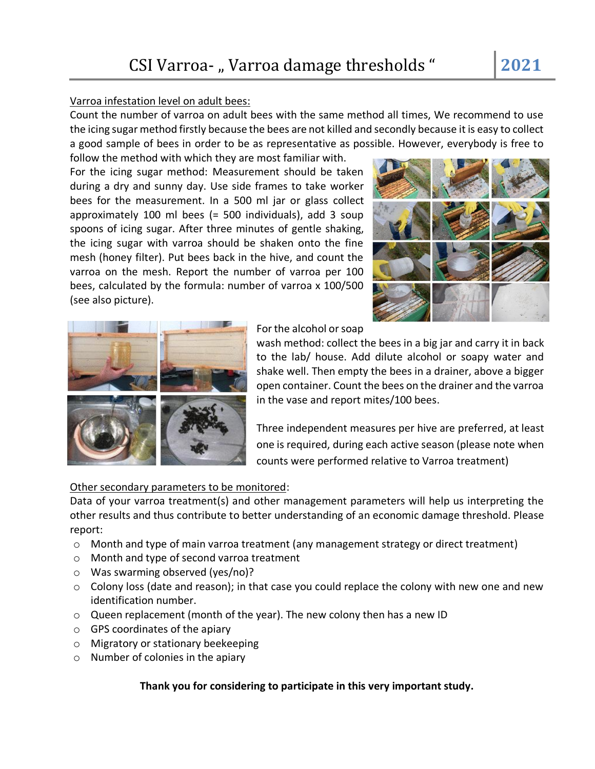# CSI Varroa- „ Varroa damage thresholds “ 2021

<u>Varroa infestation level on adult bees:</u>

Count the number of varroa on adult bees with the same method all times, We recommend to use the icing sugar method firstly because the bees are not killed and secondly because it is easy to collect a good sample of bees in order to be as representative as possible. However, everybody is free to follow the method with which they are most familiar with.

For the icing sugar method: Measurement should be taken during a dry and sunny day. Use side frames to take worker bees for the measurement. In a 500 ml jar or glass collect approximately 100 ml bees (= 500 individuals), add 3 soup spoons of icing sugar. After three minutes of gentle shaking, the icing sugar with varroa should be shaken onto the fine mesh (honey filter). Put bees back in the hive, and count the varroa on the mesh. Report the number of varroa per 100 bees, calculated by the formula: number of varroa x 100/500 (see also picture).

For the alcohol or soap wash method: collect the bees in a big jar and carry it in back to the lab/ house. Add dilute alcohol or soapy water and shake well. Then empty the bees in a drainer, above a bigger open container. Count the bees on the drainer and the varroa in the vase and report mites/100 bees.

Three independent measures per hive are preferred, at least one is required, during each active season (please note when counts were performed relative to Varroa treatment)

<u>Other secondary parameters to be monitored</u>:

Data of your varroa treatment(s) and other management parameters will help us interpreting the other results and thus contribute to better understanding of an economic damage threshold. Please report:

- Month and type of main varroa treatment (any management strategy or direct treatment)
- Month and type of second varroa treatment
- Was swarming observed (yes/no)?
- Colony loss (date and reason); in that case you could replace the colony with new one and new identification number.
- Queen replacement (month of the year). The new colony then has a new ID
- GPS coordinates of the apiary
- Migratory or stationary beekeeping
- Number of colonies in the apiary

**Thank you for considering to participate in this very important study.**